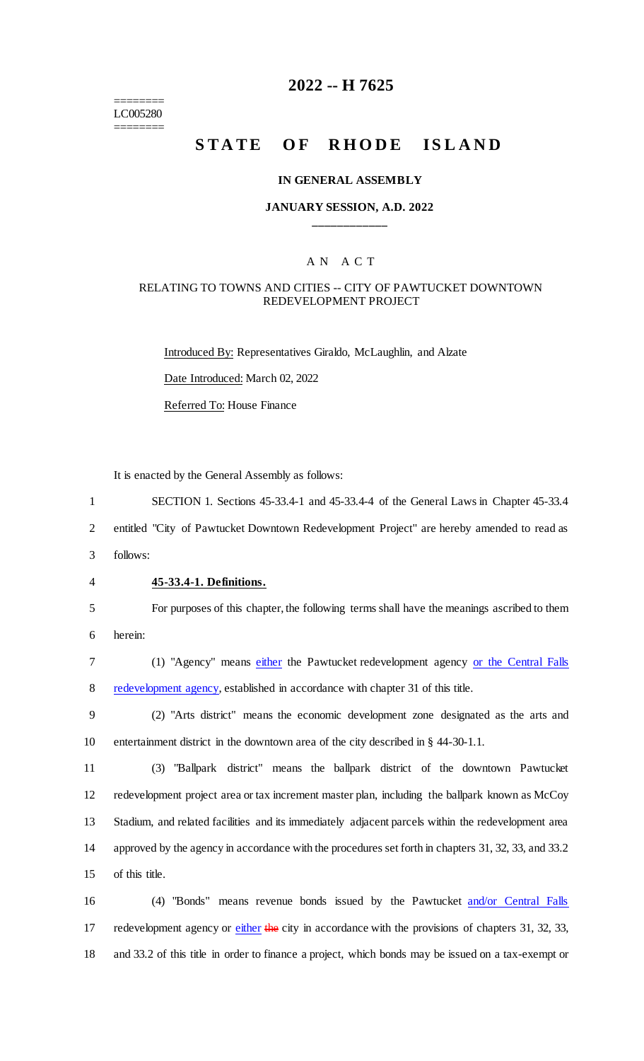========
LC005280
========

# 2022 -- H 7625

# STATE OF RHODE ISLAND

**IN GENERAL ASSEMBLY**

**JANUARY SESSION, A.D. 2022**

____________

A N A C T

RELATING TO TOWNS AND CITIES -- CITY OF PAWTUCKET DOWNTOWN REDEVELOPMENT PROJECT

Introduced By: Representatives Giraldo, McLaughlin, and Alzate

Date Introduced: March 02, 2022

Referred To: House Finance

It is enacted by the General Assembly as follows:

1 SECTION 1. Sections 45-33.4-1 and 45-33.4-4 of the General Laws in Chapter 45-33.4
2 entitled "City of Pawtucket Downtown Redevelopment Project" are hereby amended to read as
3 follows:

4 **45-33.4-1. Definitions.**

5 For purposes of this chapter, the following terms shall have the meanings ascribed to them
6 herein:

7 (1) "Agency" means either the Pawtucket redevelopment agency or the Central Falls
8 redevelopment agency, established in accordance with chapter 31 of this title.

9 (2) "Arts district" means the economic development zone designated as the arts and
10 entertainment district in the downtown area of the city described in § 44-30-1.1.

11 (3) "Ballpark district" means the ballpark district of the downtown Pawtucket
12 redevelopment project area or tax increment master plan, including the ballpark known as McCoy
13 Stadium, and related facilities and its immediately adjacent parcels within the redevelopment area
14 approved by the agency in accordance with the procedures set forth in chapters 31, 32, 33, and 33.2
15 of this title.

16 (4) "Bonds" means revenue bonds issued by the Pawtucket and/or Central Falls
17 redevelopment agency or either ~~the~~ city in accordance with the provisions of chapters 31, 32, 33,
18 and 33.2 of this title in order to finance a project, which bonds may be issued on a tax-exempt or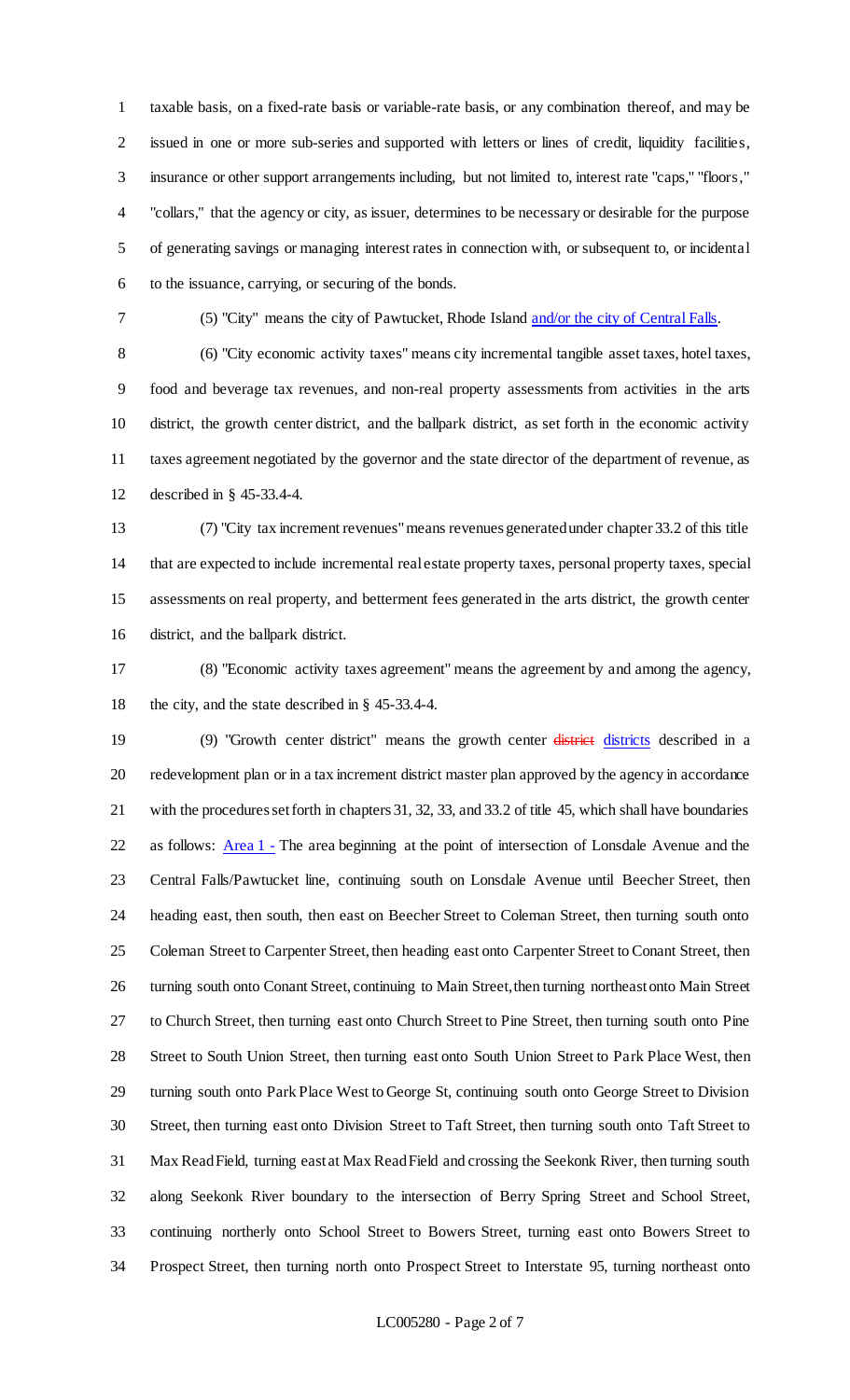taxable basis, on a fixed-rate basis or variable-rate basis, or any combination thereof, and may be issued in one or more sub-series and supported with letters or lines of credit, liquidity facilities, insurance or other support arrangements including, but not limited to, interest rate "caps," "floors," "collars," that the agency or city, as issuer, determines to be necessary or desirable for the purpose of generating savings or managing interest rates in connection with, or subsequent to, or incidental to the issuance, carrying, or securing of the bonds.

(5) "City" means the city of Pawtucket, Rhode Island and/or the city of Central Falls.

(6) "City economic activity taxes" means city incremental tangible asset taxes, hotel taxes, food and beverage tax revenues, and non-real property assessments from activities in the arts district, the growth center district, and the ballpark district, as set forth in the economic activity taxes agreement negotiated by the governor and the state director of the department of revenue, as described in § 45-33.4-4.

(7) "City tax increment revenues" means revenues generated under chapter 33.2 of this title that are expected to include incremental real estate property taxes, personal property taxes, special assessments on real property, and betterment fees generated in the arts district, the growth center district, and the ballpark district.

(8) "Economic activity taxes agreement" means the agreement by and among the agency, the city, and the state described in § 45-33.4-4.

(9) "Growth center district" means the growth center ~~district~~ districts described in a redevelopment plan or in a tax increment district master plan approved by the agency in accordance with the procedures set forth in chapters 31, 32, 33, and 33.2 of title 45, which shall have boundaries as follows: Area 1 - The area beginning at the point of intersection of Lonsdale Avenue and the Central Falls/Pawtucket line, continuing south on Lonsdale Avenue until Beecher Street, then heading east, then south, then east on Beecher Street to Coleman Street, then turning south onto Coleman Street to Carpenter Street, then heading east onto Carpenter Street to Conant Street, then turning south onto Conant Street, continuing to Main Street, then turning northeast onto Main Street to Church Street, then turning east onto Church Street to Pine Street, then turning south onto Pine Street to South Union Street, then turning east onto South Union Street to Park Place West, then turning south onto Park Place West to George St, continuing south onto George Street to Division Street, then turning east onto Division Street to Taft Street, then turning south onto Taft Street to Max Read Field, turning east at Max Read Field and crossing the Seekonk River, then turning south along Seekonk River boundary to the intersection of Berry Spring Street and School Street, continuing northerly onto School Street to Bowers Street, turning east onto Bowers Street to Prospect Street, then turning north onto Prospect Street to Interstate 95, turning northeast onto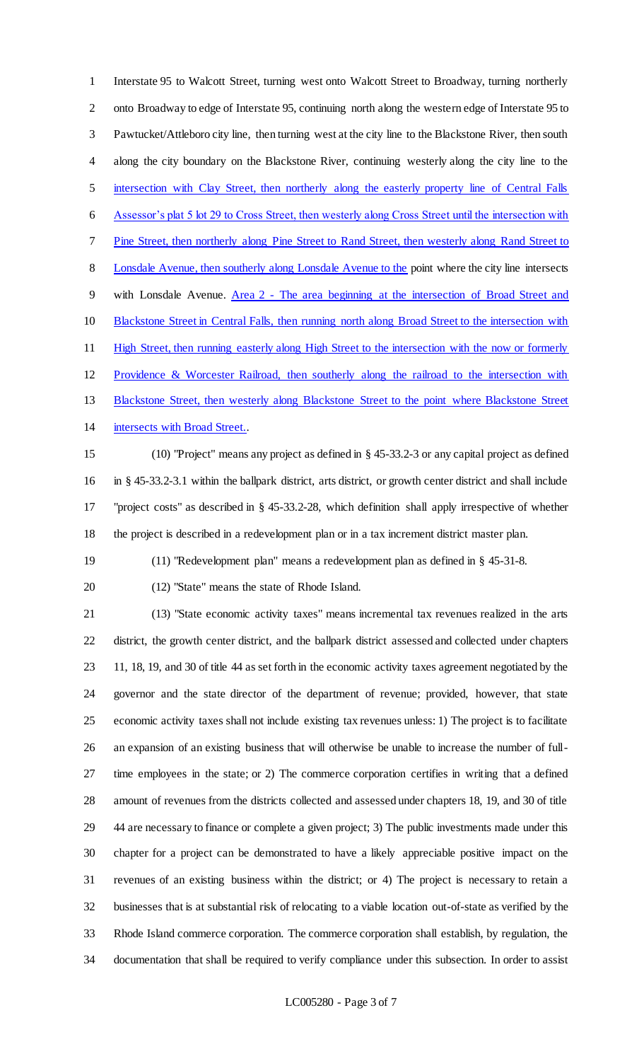Interstate 95 to Walcott Street, turning west onto Walcott Street to Broadway, turning northerly onto Broadway to edge of Interstate 95, continuing north along the western edge of Interstate 95 to Pawtucket/Attleboro city line, then turning west at the city line to the Blackstone River, then south along the city boundary on the Blackstone River, continuing westerly along the city line to the intersection with Clay Street, then northerly along the easterly property line of Central Falls Assessor's plat 5 lot 29 to Cross Street, then westerly along Cross Street until the intersection with Pine Street, then northerly along Pine Street to Rand Street, then westerly along Rand Street to Lonsdale Avenue, then southerly along Lonsdale Avenue to the point where the city line intersects with Lonsdale Avenue. Area 2 - The area beginning at the intersection of Broad Street and Blackstone Street in Central Falls, then running north along Broad Street to the intersection with High Street, then running easterly along High Street to the intersection with the now or formerly Providence & Worcester Railroad, then southerly along the railroad to the intersection with Blackstone Street, then westerly along Blackstone Street to the point where Blackstone Street intersects with Broad Street..

(10) "Project" means any project as defined in § 45-33.2-3 or any capital project as defined in § 45-33.2-3.1 within the ballpark district, arts district, or growth center district and shall include "project costs" as described in § 45-33.2-28, which definition shall apply irrespective of whether the project is described in a redevelopment plan or in a tax increment district master plan.

(11) "Redevelopment plan" means a redevelopment plan as defined in § 45-31-8.

(12) "State" means the state of Rhode Island.

(13) "State economic activity taxes" means incremental tax revenues realized in the arts district, the growth center district, and the ballpark district assessed and collected under chapters 11, 18, 19, and 30 of title 44 as set forth in the economic activity taxes agreement negotiated by the governor and the state director of the department of revenue; provided, however, that state economic activity taxes shall not include existing tax revenues unless: 1) The project is to facilitate an expansion of an existing business that will otherwise be unable to increase the number of full-time employees in the state; or 2) The commerce corporation certifies in writing that a defined amount of revenues from the districts collected and assessed under chapters 18, 19, and 30 of title 44 are necessary to finance or complete a given project; 3) The public investments made under this chapter for a project can be demonstrated to have a likely appreciable positive impact on the revenues of an existing business within the district; or 4) The project is necessary to retain a businesses that is at substantial risk of relocating to a viable location out-of-state as verified by the Rhode Island commerce corporation. The commerce corporation shall establish, by regulation, the documentation that shall be required to verify compliance under this subsection. In order to assist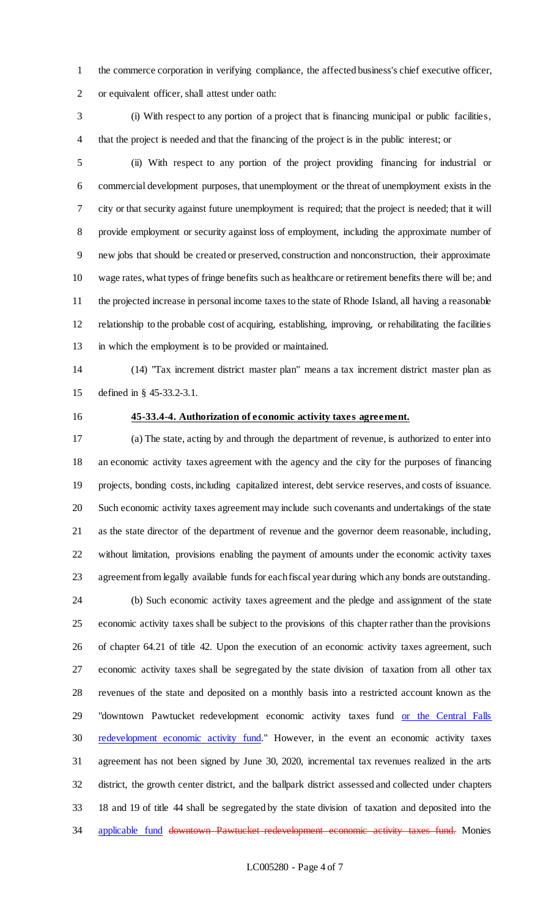the commerce corporation in verifying compliance, the affected business's chief executive officer, or equivalent officer, shall attest under oath:

(i) With respect to any portion of a project that is financing municipal or public facilities, that the project is needed and that the financing of the project is in the public interest; or

(ii) With respect to any portion of the project providing financing for industrial or commercial development purposes, that unemployment or the threat of unemployment exists in the city or that security against future unemployment is required; that the project is needed; that it will provide employment or security against loss of employment, including the approximate number of new jobs that should be created or preserved, construction and nonconstruction, their approximate wage rates, what types of fringe benefits such as healthcare or retirement benefits there will be; and the projected increase in personal income taxes to the state of Rhode Island, all having a reasonable relationship to the probable cost of acquiring, establishing, improving, or rehabilitating the facilities in which the employment is to be provided or maintained.

(14) "Tax increment district master plan" means a tax increment district master plan as defined in § 45-33.2-3.1.

**45-33.4-4. Authorization of economic activity taxes agreement.**

(a) The state, acting by and through the department of revenue, is authorized to enter into an economic activity taxes agreement with the agency and the city for the purposes of financing projects, bonding costs, including capitalized interest, debt service reserves, and costs of issuance. Such economic activity taxes agreement may include such covenants and undertakings of the state as the state director of the department of revenue and the governor deem reasonable, including, without limitation, provisions enabling the payment of amounts under the economic activity taxes agreement from legally available funds for each fiscal year during which any bonds are outstanding.

(b) Such economic activity taxes agreement and the pledge and assignment of the state economic activity taxes shall be subject to the provisions of this chapter rather than the provisions of chapter 64.21 of title 42. Upon the execution of an economic activity taxes agreement, such economic activity taxes shall be segregated by the state division of taxation from all other tax revenues of the state and deposited on a monthly basis into a restricted account known as the "downtown Pawtucket redevelopment economic activity taxes fund <u>or the Central Falls redevelopment economic activity fund</u>." However, in the event an economic activity taxes agreement has not been signed by June 30, 2020, incremental tax revenues realized in the arts district, the growth center district, and the ballpark district assessed and collected under chapters 18 and 19 of title 44 shall be segregated by the state division of taxation and deposited into the <u>applicable fund</u> ~~downtown Pawtucket redevelopment economic activity taxes fund.~~ Monies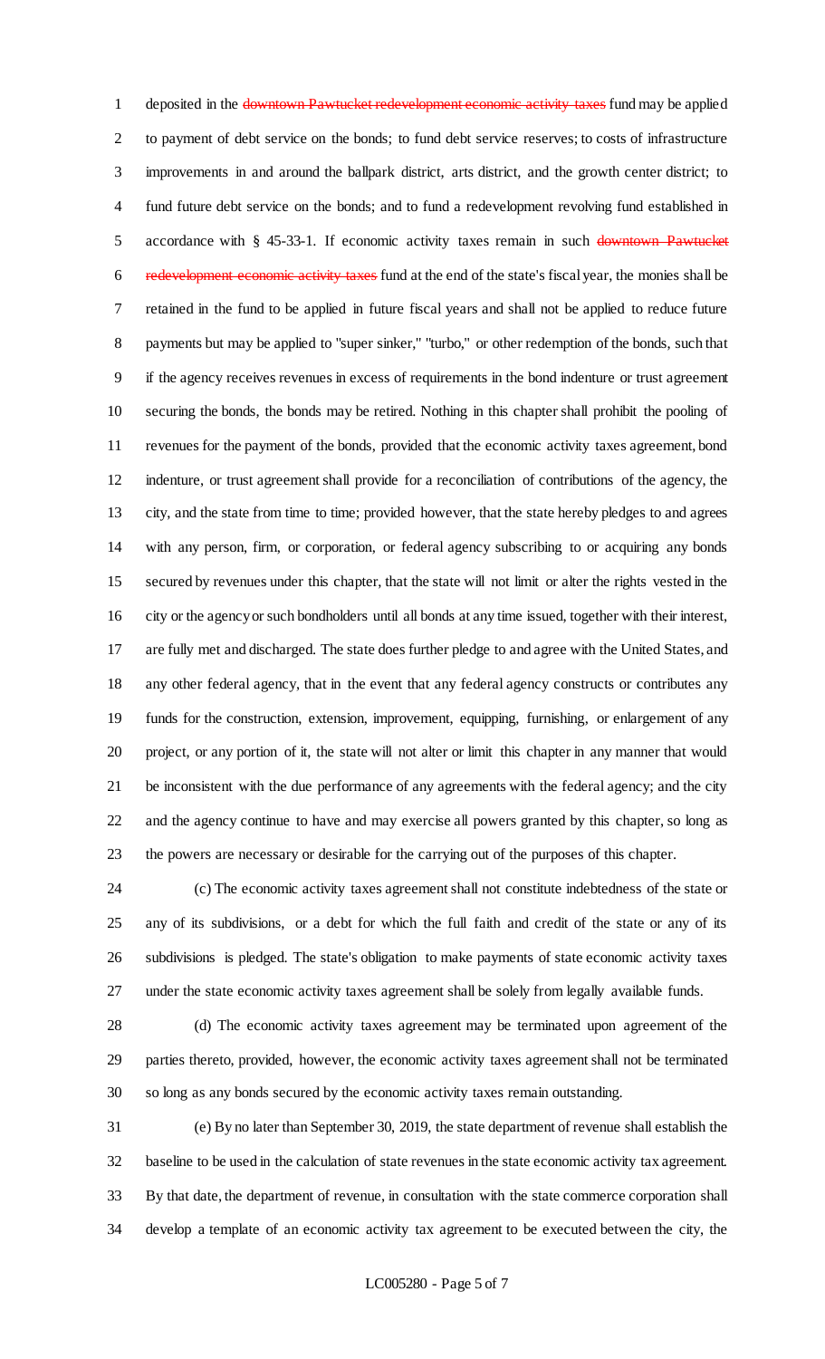deposited in the ~~downtown Pawtucket redevelopment economic activity taxes~~ fund may be applied to payment of debt service on the bonds; to fund debt service reserves; to costs of infrastructure improvements in and around the ballpark district, arts district, and the growth center district; to fund future debt service on the bonds; and to fund a redevelopment revolving fund established in accordance with § 45-33-1. If economic activity taxes remain in such ~~downtown Pawtucket redevelopment economic activity taxes~~ fund at the end of the state's fiscal year, the monies shall be retained in the fund to be applied in future fiscal years and shall not be applied to reduce future payments but may be applied to "super sinker," "turbo," or other redemption of the bonds, such that if the agency receives revenues in excess of requirements in the bond indenture or trust agreement securing the bonds, the bonds may be retired. Nothing in this chapter shall prohibit the pooling of revenues for the payment of the bonds, provided that the economic activity taxes agreement, bond indenture, or trust agreement shall provide for a reconciliation of contributions of the agency, the city, and the state from time to time; provided however, that the state hereby pledges to and agrees with any person, firm, or corporation, or federal agency subscribing to or acquiring any bonds secured by revenues under this chapter, that the state will not limit or alter the rights vested in the city or the agency or such bondholders until all bonds at any time issued, together with their interest, are fully met and discharged. The state does further pledge to and agree with the United States, and any other federal agency, that in the event that any federal agency constructs or contributes any funds for the construction, extension, improvement, equipping, furnishing, or enlargement of any project, or any portion of it, the state will not alter or limit this chapter in any manner that would be inconsistent with the due performance of any agreements with the federal agency; and the city and the agency continue to have and may exercise all powers granted by this chapter, so long as the powers are necessary or desirable for the carrying out of the purposes of this chapter.

(c) The economic activity taxes agreement shall not constitute indebtedness of the state or any of its subdivisions, or a debt for which the full faith and credit of the state or any of its subdivisions is pledged. The state's obligation to make payments of state economic activity taxes under the state economic activity taxes agreement shall be solely from legally available funds.

(d) The economic activity taxes agreement may be terminated upon agreement of the parties thereto, provided, however, the economic activity taxes agreement shall not be terminated so long as any bonds secured by the economic activity taxes remain outstanding.

(e) By no later than September 30, 2019, the state department of revenue shall establish the baseline to be used in the calculation of state revenues in the state economic activity tax agreement. By that date, the department of revenue, in consultation with the state commerce corporation shall develop a template of an economic activity tax agreement to be executed between the city, the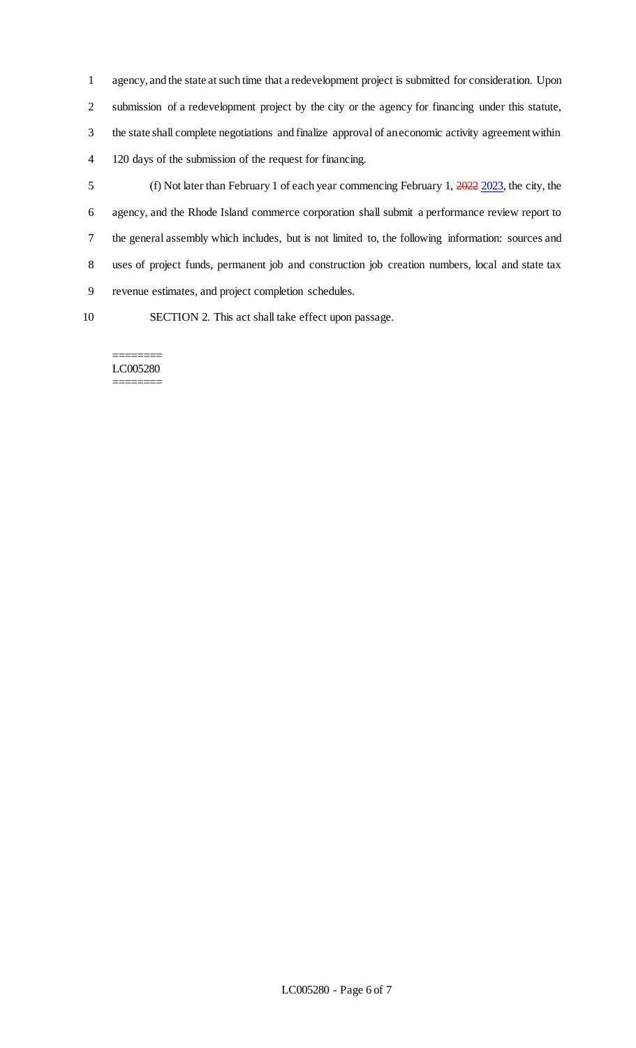agency, and the state at such time that a redevelopment project is submitted for consideration. Upon submission of a redevelopment project by the city or the agency for financing under this statute, the state shall complete negotiations and finalize approval of an economic activity agreement within 120 days of the submission of the request for financing.

(f) Not later than February 1 of each year commencing February 1, ~~2022~~ 2023, the city, the agency, and the Rhode Island commerce corporation shall submit a performance review report to the general assembly which includes, but is not limited to, the following information: sources and uses of project funds, permanent job and construction job creation numbers, local and state tax revenue estimates, and project completion schedules.

SECTION 2. This act shall take effect upon passage.

========
LC005280
========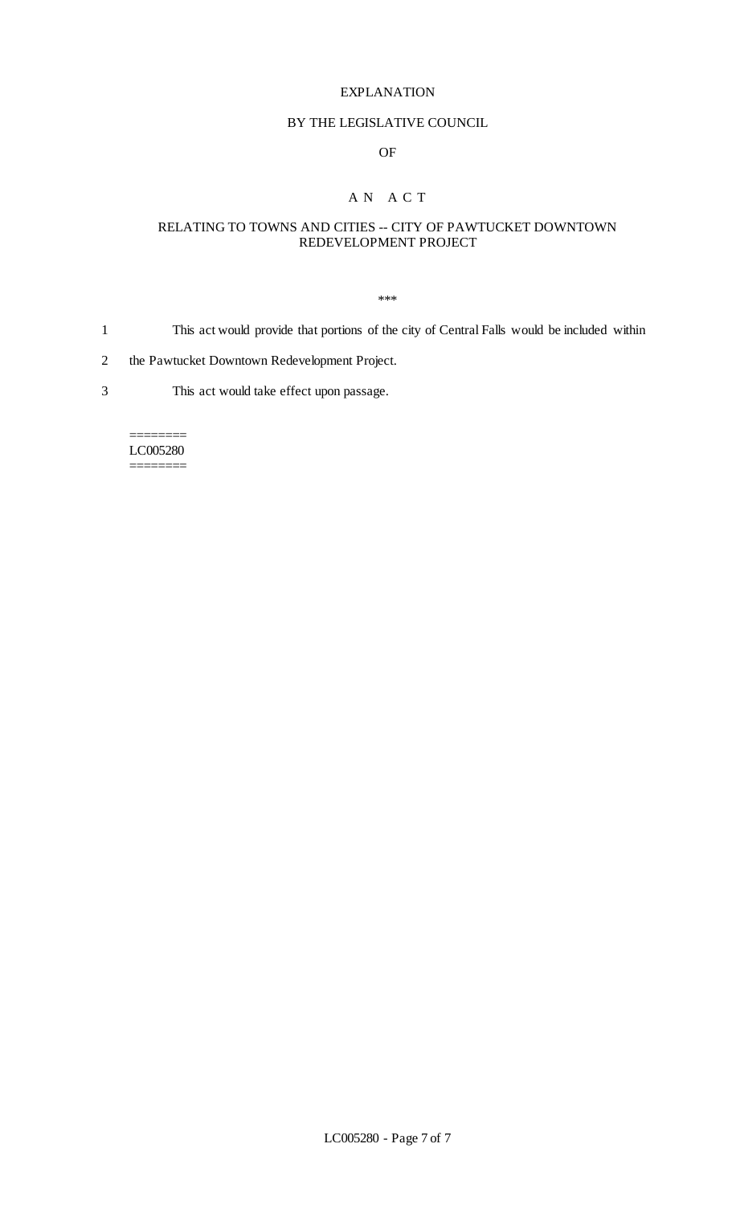EXPLANATION

BY THE LEGISLATIVE COUNCIL

OF

# A N  A C T

RELATING TO TOWNS AND CITIES -- CITY OF PAWTUCKET DOWNTOWN REDEVELOPMENT PROJECT

\*\*\*

1 This act would provide that portions of the city of Central Falls would be included within

2 the Pawtucket Downtown Redevelopment Project.

3 This act would take effect upon passage.

========
LC005280
========